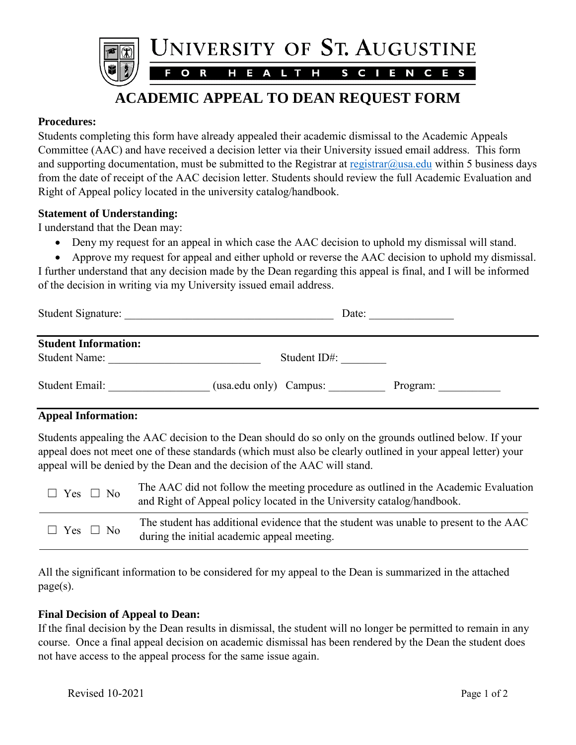# UNIVERSITY OF ST. AUGUSTINE

FOR HEALTH SCIENCES

## ACADEMIC APPEAL TO DEAN REQUEST FORM

**Procedures:**

Students completing this form have already appealed their academic dismissal to the Academic Appeals Committee (AAC) and have received a decision letter via their University issued email address. This form and supporting documentation, must be submitted to the Registrar at registrar@usa.edu within 5 business days from the date of receipt of the AAC decision letter. Students should review the full Academic Evaluation and Right of Appeal policy located in the university catalog/handbook.

**Statement of Understanding:**

I understand that the Dean may:

- Deny my request for an appeal in which case the AAC decision to uphold my dismissal will stand.
- Approve my request for appeal and either uphold or reverse the AAC decision to uphold my dismissal.

I further understand that any decision made by the Dean regarding this appeal is final, and I will be informed of the decision in writing via my University issued email address.

Student Signature: ______________________________ Date: ____________

---

**Student Information:**

Student Name: ______________________ Student ID#: ________

Student Email: ______________ (usa.edu only) Campus: ________ Program: _________

---

**Appeal Information:**

Students appealing the AAC decision to the Dean should do so only on the grounds outlined below. If your appeal does not meet one of these standards (which must also be clearly outlined in your appeal letter) your appeal will be denied by the Dean and the decision of the AAC will stand.

| | |
|---|---|
| ☐ Yes ☐ No | The AAC did not follow the meeting procedure as outlined in the Academic Evaluation and Right of Appeal policy located in the University catalog/handbook. |
| ☐ Yes ☐ No | The student has additional evidence that the student was unable to present to the AAC during the initial academic appeal meeting. |

All the significant information to be considered for my appeal to the Dean is summarized in the attached page(s).

**Final Decision of Appeal to Dean:**

If the final decision by the Dean results in dismissal, the student will no longer be permitted to remain in any course. Once a final appeal decision on academic dismissal has been rendered by the Dean the student does not have access to the appeal process for the same issue again.

Revised 10-2021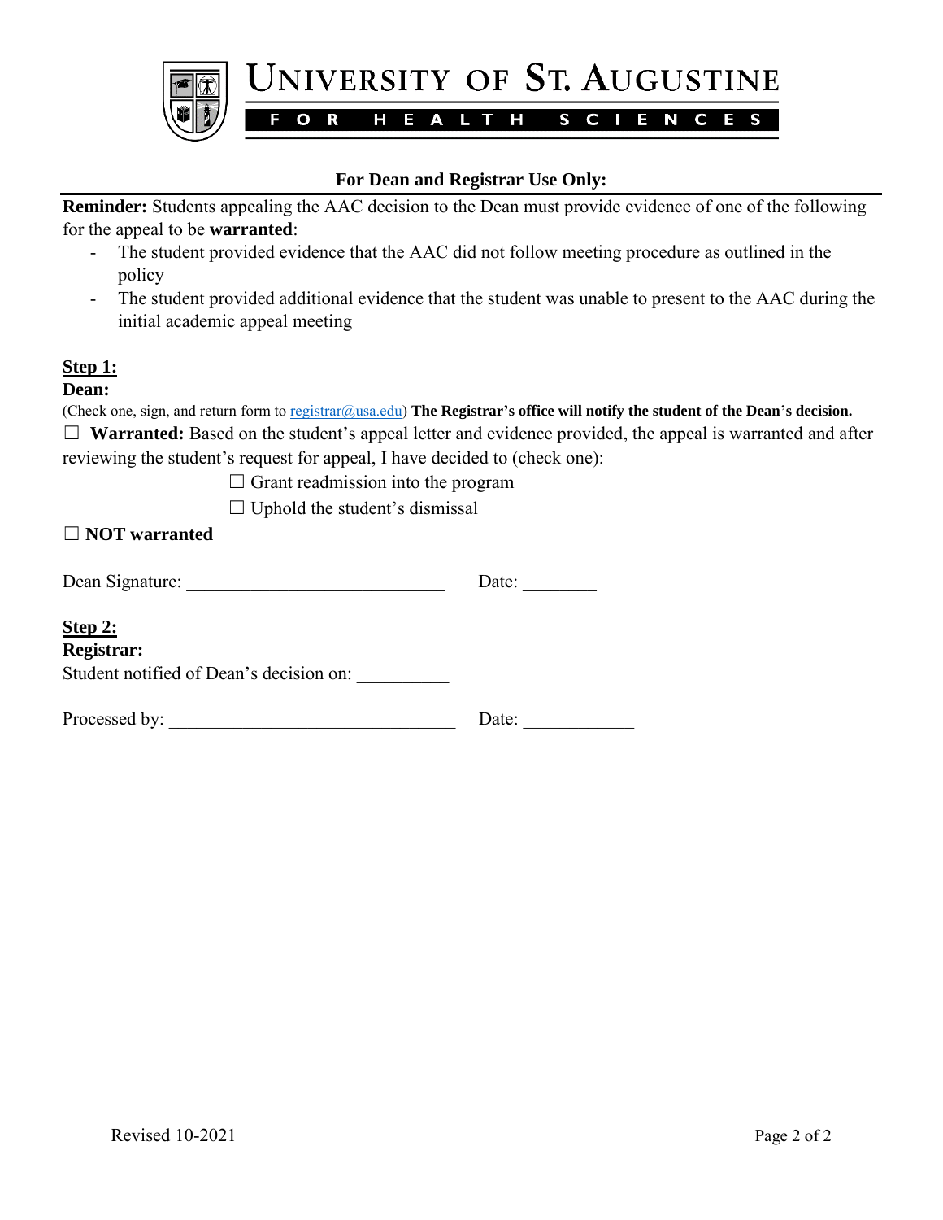UNIVERSITY OF ST. AUGUSTINE

FOR HEALTH SCIENCES

**For Dean and Registrar Use Only:**

**Reminder:** Students appealing the AAC decision to the Dean must provide evidence of one of the following for the appeal to be **warranted**:

- The student provided evidence that the AAC did not follow meeting procedure as outlined in the policy
- The student provided additional evidence that the student was unable to present to the AAC during the initial academic appeal meeting

**Step 1:**

**Dean:**

(Check one, sign, and return form to registrar@usa.edu) **The Registrar's office will notify the student of the Dean's decision.**

☐ **Warranted:** Based on the student's appeal letter and evidence provided, the appeal is warranted and after reviewing the student's request for appeal, I have decided to (check one):

☐ Grant readmission into the program

☐ Uphold the student's dismissal

☐ **NOT warranted**

Dean Signature: ____________________________ Date: ________

**Step 2:**

**Registrar:**

Student notified of Dean's decision on: __________

Processed by: _______________________________ Date: ____________

Revised 10-2021